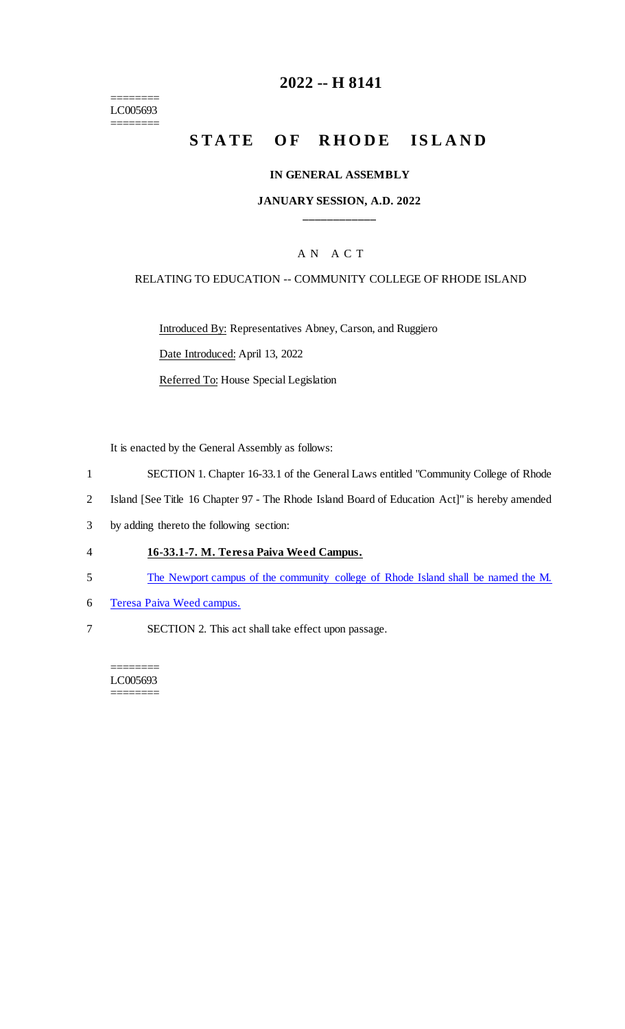========
LC005693
========

# 2022 -- H 8141

# STATE OF RHODE ISLAND

### IN GENERAL ASSEMBLY

### JANUARY SESSION, A.D. 2022

____________

A N A C T

RELATING TO EDUCATION -- COMMUNITY COLLEGE OF RHODE ISLAND

Introduced By: Representatives Abney, Carson, and Ruggiero

Date Introduced: April 13, 2022

Referred To: House Special Legislation

It is enacted by the General Assembly as follows:

1 SECTION 1. Chapter 16-33.1 of the General Laws entitled "Community College of Rhode
2 Island [See Title 16 Chapter 97 - The Rhode Island Board of Education Act]" is hereby amended
3 by adding thereto the following section:

4 **16-33.1-7. M. Teresa Paiva Weed Campus.**

5 The Newport campus of the community college of Rhode Island shall be named the M.
6 Teresa Paiva Weed campus.

7 SECTION 2. This act shall take effect upon passage.

========
LC005693
========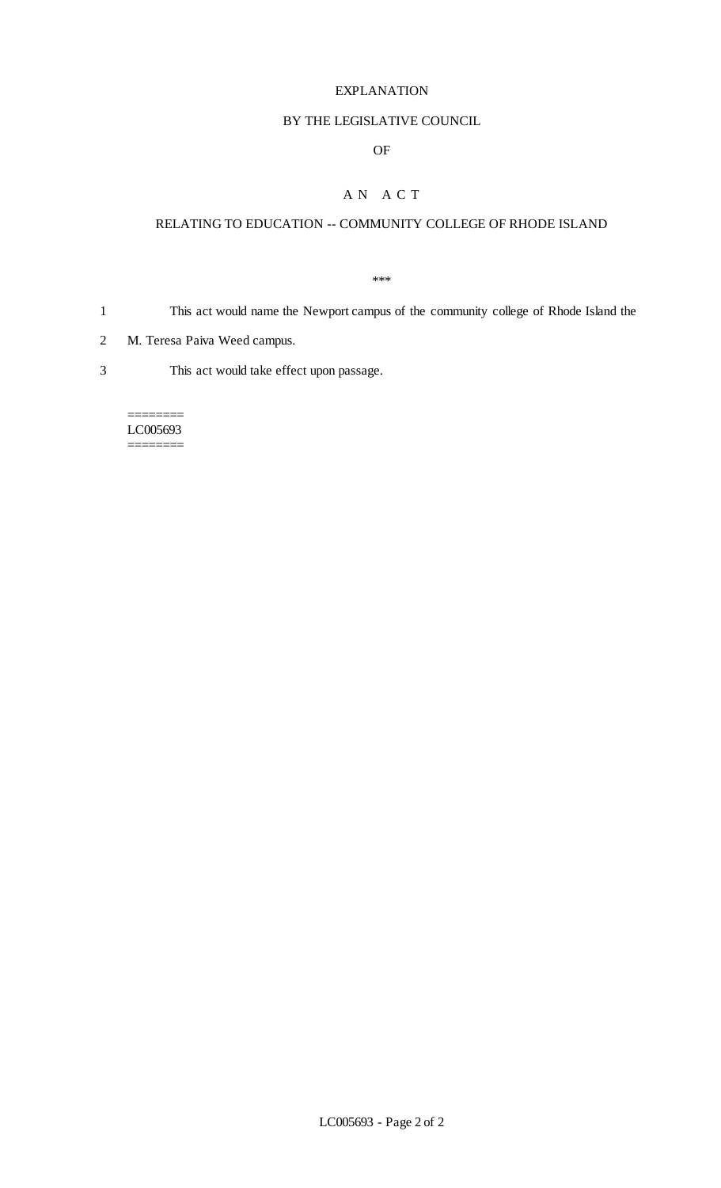EXPLANATION

BY THE LEGISLATIVE COUNCIL

OF

A N A C T

RELATING TO EDUCATION -- COMMUNITY COLLEGE OF RHODE ISLAND

\*\*\*

1 This act would name the Newport campus of the community college of Rhode Island the

2 M. Teresa Paiva Weed campus.

3 This act would take effect upon passage.

========
LC005693
========